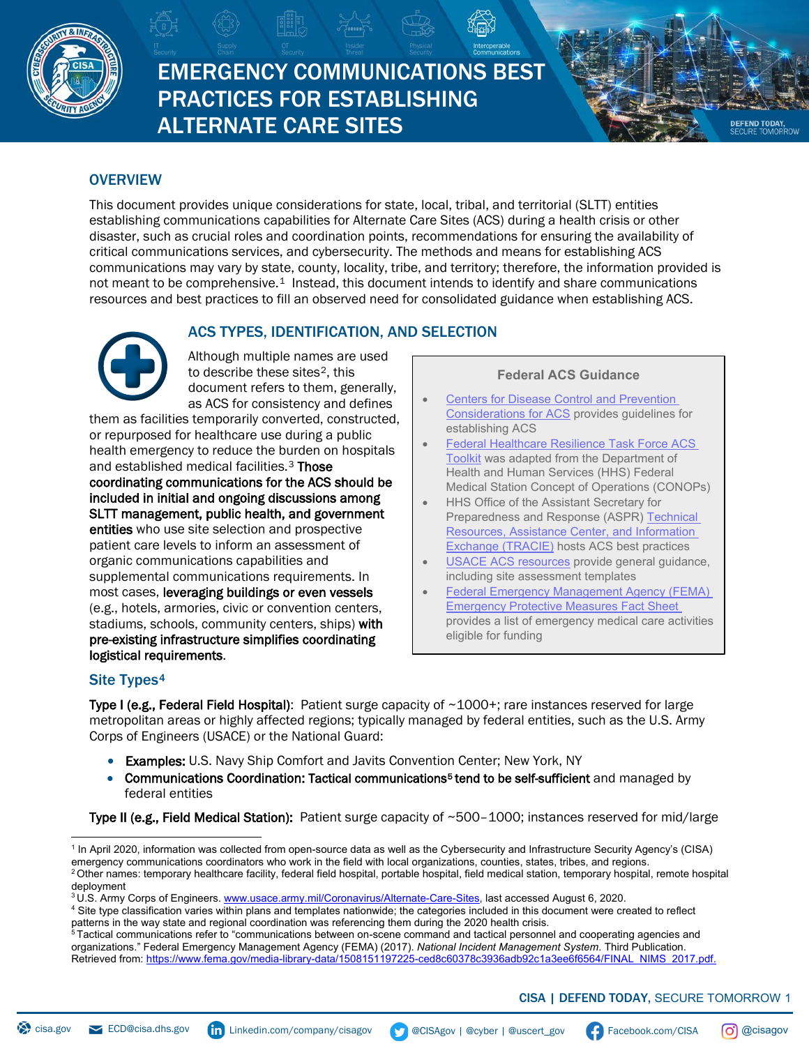# EMERGENCY COMMUNICATIONS BEST PRACTICES FOR ESTABLISHING ALTERNATE CARE SITES

## OVERVIEW

This document provides unique considerations for state, local, tribal, and territorial (SLTT) entities establishing communications capabilities for Alternate Care Sites (ACS) during a health crisis or other disaster, such as crucial roles and coordination points, recommendations for ensuring the availability of critical communications services, and cybersecurity. The methods and means for establishing ACS communications may vary by state, county, locality, tribe, and territory; therefore, the information provided is not meant to be comprehensive.[1] Instead, this document intends to identify and share communications resources and best practices to fill an observed need for consolidated guidance when establishing ACS.

## ACS TYPES, IDENTIFICATION, AND SELECTION

Although multiple names are used to describe these sites[2], this document refers to them, generally, as ACS for consistency and defines them as facilities temporarily converted, constructed, or repurposed for healthcare use during a public health emergency to reduce the burden on hospitals and established medical facilities.[3] **Those coordinating communications for the ACS should be included in initial and ongoing discussions among SLTT management, public health, and government entities** who use site selection and prospective patient care levels to inform an assessment of organic communications capabilities and supplemental communications requirements. In most cases, **leveraging buildings or even vessels** (e.g., hotels, armories, civic or convention centers, stadiums, schools, community centers, ships) **with pre-existing infrastructure simplifies coordinating logistical requirements**.

> **Federal ACS Guidance**
>
> - Centers for Disease Control and Prevention Considerations for ACS provides guidelines for establishing ACS
> - Federal Healthcare Resilience Task Force ACS Toolkit was adapted from the Department of Health and Human Services (HHS) Federal Medical Station Concept of Operations (CONOPs)
> - HHS Office of the Assistant Secretary for Preparedness and Response (ASPR) Technical Resources, Assistance Center, and Information Exchange (TRACIE) hosts ACS best practices
> - USACE ACS resources provide general guidance, including site assessment templates
> - Federal Emergency Management Agency (FEMA) Emergency Protective Measures Fact Sheet provides a list of emergency medical care activities eligible for funding

### Site Types[4]

**Type I (e.g., Federal Field Hospital):** Patient surge capacity of ~1000+; rare instances reserved for large metropolitan areas or highly affected regions; typically managed by federal entities, such as the U.S. Army Corps of Engineers (USACE) or the National Guard:

- **Examples:** U.S. Navy Ship Comfort and Javits Convention Center; New York, NY
- **Communications Coordination: Tactical communications[5] tend to be self-sufficient** and managed by federal entities

**Type II (e.g., Field Medical Station):** Patient surge capacity of ~500–1000; instances reserved for mid/large

---

[1] In April 2020, information was collected from open-source data as well as the Cybersecurity and Infrastructure Security Agency's (CISA) emergency communications coordinators who work in the field with local organizations, counties, states, tribes, and regions.

[2] Other names: temporary healthcare facility, federal field hospital, portable hospital, field medical station, temporary hospital, remote hospital deployment

[3] U.S. Army Corps of Engineers. www.usace.army.mil/Coronavirus/Alternate-Care-Sites, last accessed August 6, 2020.

[4] Site type classification varies within plans and templates nationwide; the categories included in this document were created to reflect patterns in the way state and regional coordination was referencing them during the 2020 health crisis.

[5] Tactical communications refer to "communications between on-scene command and tactical personnel and cooperating agencies and organizations." Federal Emergency Management Agency (FEMA) (2017). *National Incident Management System*. Third Publication. Retrieved from: https://www.fema.gov/media-library-data/1508151197225-ced8c60378c3936adb92c1a3ee6f6564/FINAL_NIMS_2017.pdf.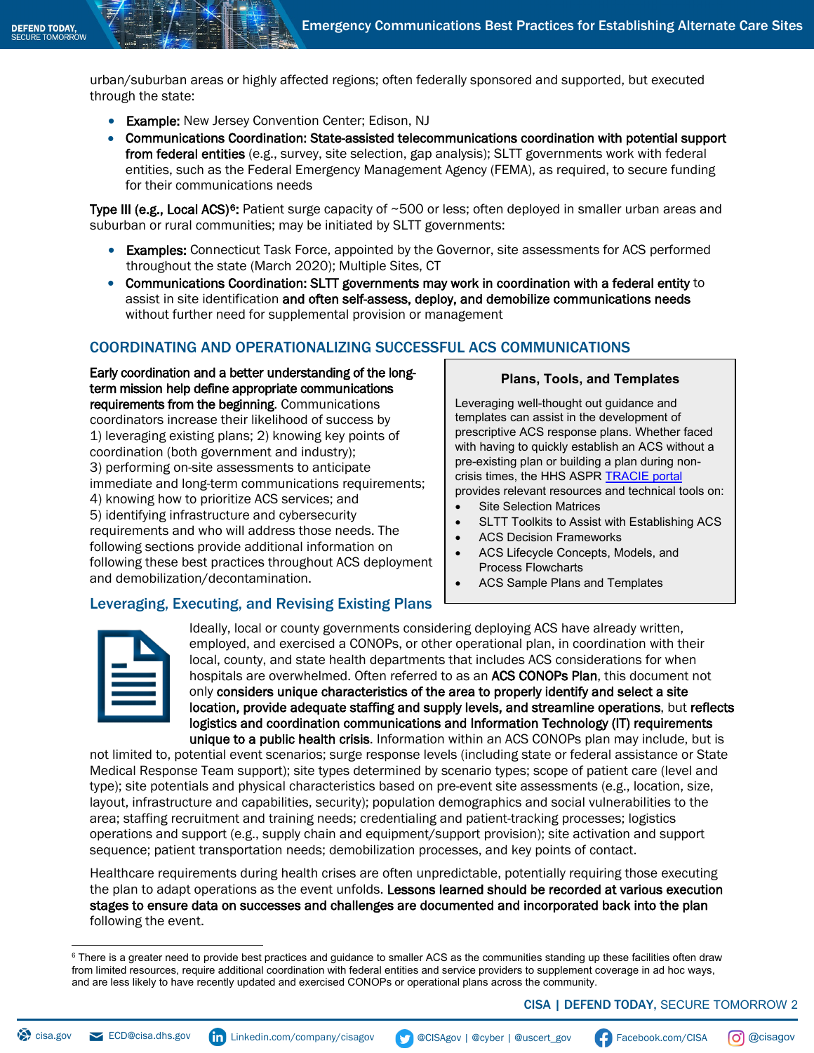urban/suburban areas or highly affected regions; often federally sponsored and supported, but executed through the state:

- **Example:** New Jersey Convention Center; Edison, NJ
- **Communications Coordination: State-assisted telecommunications coordination with potential support from federal entities** (e.g., survey, site selection, gap analysis); SLTT governments work with federal entities, such as the Federal Emergency Management Agency (FEMA), as required, to secure funding for their communications needs

**Type III (e.g., Local ACS)[6]:** Patient surge capacity of ~500 or less; often deployed in smaller urban areas and suburban or rural communities; may be initiated by SLTT governments:

- **Examples:** Connecticut Task Force, appointed by the Governor, site assessments for ACS performed throughout the state (March 2020); Multiple Sites, CT
- **Communications Coordination: SLTT governments may work in coordination with a federal entity** to assist in site identification **and often self-assess, deploy, and demobilize communications needs** without further need for supplemental provision or management

## COORDINATING AND OPERATIONALIZING SUCCESSFUL ACS COMMUNICATIONS

**Early coordination and a better understanding of the long-term mission help define appropriate communications requirements from the beginning.** Communications coordinators increase their likelihood of success by 1) leveraging existing plans; 2) knowing key points of coordination (both government and industry); 3) performing on-site assessments to anticipate immediate and long-term communications requirements; 4) knowing how to prioritize ACS services; and 5) identifying infrastructure and cybersecurity requirements and who will address those needs. The following sections provide additional information on following these best practices throughout ACS deployment and demobilization/decontamination.

> **Plans, Tools, and Templates**
>
> Leveraging well-thought out guidance and templates can assist in the development of prescriptive ACS response plans. Whether faced with having to quickly establish an ACS without a pre-existing plan or building a plan during non-crisis times, the HHS ASPR TRACIE portal provides relevant resources and technical tools on:
>
> - Site Selection Matrices
> - SLTT Toolkits to Assist with Establishing ACS
> - ACS Decision Frameworks
> - ACS Lifecycle Concepts, Models, and Process Flowcharts
> - ACS Sample Plans and Templates

### Leveraging, Executing, and Revising Existing Plans

Ideally, local or county governments considering deploying ACS have already written, employed, and exercised a CONOPs, or other operational plan, in coordination with their local, county, and state health departments that includes ACS considerations for when hospitals are overwhelmed. Often referred to as an **ACS CONOPs Plan**, this document not only **considers unique characteristics of the area to properly identify and select a site location, provide adequate staffing and supply levels, and streamline operations**, but **reflects logistics and coordination communications and Information Technology (IT) requirements unique to a public health crisis**. Information within an ACS CONOPs plan may include, but is not limited to, potential event scenarios; surge response levels (including state or federal assistance or State Medical Response Team support); site types determined by scenario types; scope of patient care (level and type); site potentials and physical characteristics based on pre-event site assessments (e.g., location, size, layout, infrastructure and capabilities, security); population demographics and social vulnerabilities to the area; staffing recruitment and training needs; credentialing and patient-tracking processes; logistics operations and support (e.g., supply chain and equipment/support provision); site activation and support sequence; patient transportation needs; demobilization processes, and key points of contact.

Healthcare requirements during health crises are often unpredictable, potentially requiring those executing the plan to adapt operations as the event unfolds. **Lessons learned should be recorded at various execution stages to ensure data on successes and challenges are documented and incorporated back into the plan** following the event.

---

[6] There is a greater need to provide best practices and guidance to smaller ACS as the communities standing up these facilities often draw from limited resources, require additional coordination with federal entities and service providers to supplement coverage in ad hoc ways, and are less likely to have recently updated and exercised CONOPs or operational plans across the community.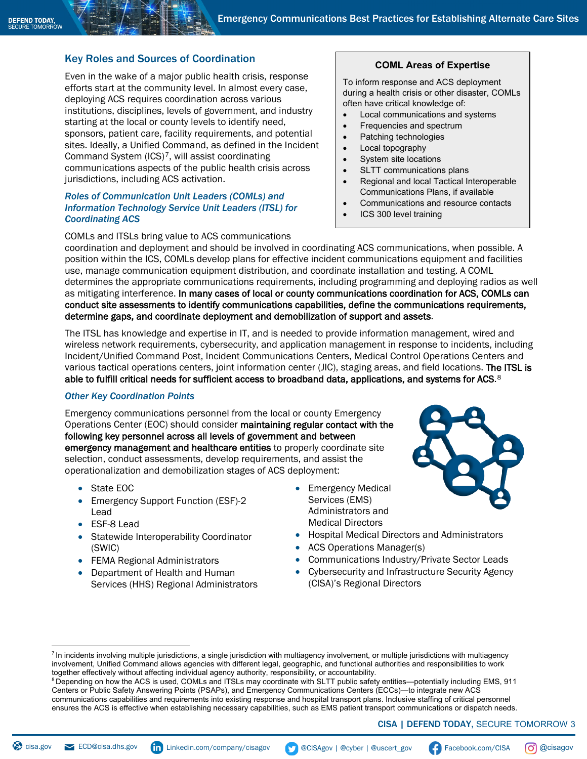## Key Roles and Sources of Coordination

Even in the wake of a major public health crisis, response efforts start at the community level. In almost every case, deploying ACS requires coordination across various institutions, disciplines, levels of government, and industry starting at the local or county levels to identify need, sponsors, patient care, facility requirements, and potential sites. Ideally, a Unified Command, as defined in the Incident Command System (ICS)[7], will assist coordinating communications aspects of the public health crisis across jurisdictions, including ACS activation.

> **COML Areas of Expertise**
>
> To inform response and ACS deployment during a health crisis or other disaster, COMLs often have critical knowledge of:
>
> - Local communications and systems
> - Frequencies and spectrum
> - Patching technologies
> - Local topography
> - System site locations
> - SLTT communications plans
> - Regional and local Tactical Interoperable Communications Plans, if available
> - Communications and resource contacts
> - ICS 300 level training

### *Roles of Communication Unit Leaders (COMLs) and Information Technology Service Unit Leaders (ITSL) for Coordinating ACS*

COMLs and ITSLs bring value to ACS communications coordination and deployment and should be involved in coordinating ACS communications, when possible. A position within the ICS, COMLs develop plans for effective incident communications equipment and facilities use, manage communication equipment distribution, and coordinate installation and testing. A COML determines the appropriate communications requirements, including programming and deploying radios as well as mitigating interference. **In many cases of local or county communications coordination for ACS, COMLs can conduct site assessments to identify communications capabilities, define the communications requirements, determine gaps, and coordinate deployment and demobilization of support and assets**.

The ITSL has knowledge and expertise in IT, and is needed to provide information management, wired and wireless network requirements, cybersecurity, and application management in response to incidents, including Incident/Unified Command Post, Incident Communications Centers, Medical Control Operations Centers and various tactical operations centers, joint information center (JIC), staging areas, and field locations. **The ITSL is able to fulfill critical needs for sufficient access to broadband data, applications, and systems for ACS.**[8]

### *Other Key Coordination Points*

Emergency communications personnel from the local or county Emergency Operations Center (EOC) should consider **maintaining regular contact with the following key personnel across all levels of government and between emergency management and healthcare entities** to properly coordinate site selection, conduct assessments, develop requirements, and assist the operationalization and demobilization stages of ACS deployment:

- State EOC
- Emergency Support Function (ESF)-2 Lead
- ESF-8 Lead
- Statewide Interoperability Coordinator (SWIC)
- FEMA Regional Administrators
- Department of Health and Human Services (HHS) Regional Administrators
- Emergency Medical Services (EMS) Administrators and Medical Directors
- Hospital Medical Directors and Administrators
- ACS Operations Manager(s)
- Communications Industry/Private Sector Leads
- Cybersecurity and Infrastructure Security Agency (CISA)'s Regional Directors

---

[7] In incidents involving multiple jurisdictions, a single jurisdiction with multiagency involvement, or multiple jurisdictions with multiagency involvement, Unified Command allows agencies with different legal, geographic, and functional authorities and responsibilities to work together effectively without affecting individual agency authority, responsibility, or accountability.

[8] Depending on how the ACS is used, COMLs and ITSLs may coordinate with SLTT public safety entities—potentially including EMS, 911 Centers or Public Safety Answering Points (PSAPs), and Emergency Communications Centers (ECCs)—to integrate new ACS communications capabilities and requirements into existing response and hospital transport plans. Inclusive staffing of critical personnel ensures the ACS is effective when establishing necessary capabilities, such as EMS patient transport communications or dispatch needs.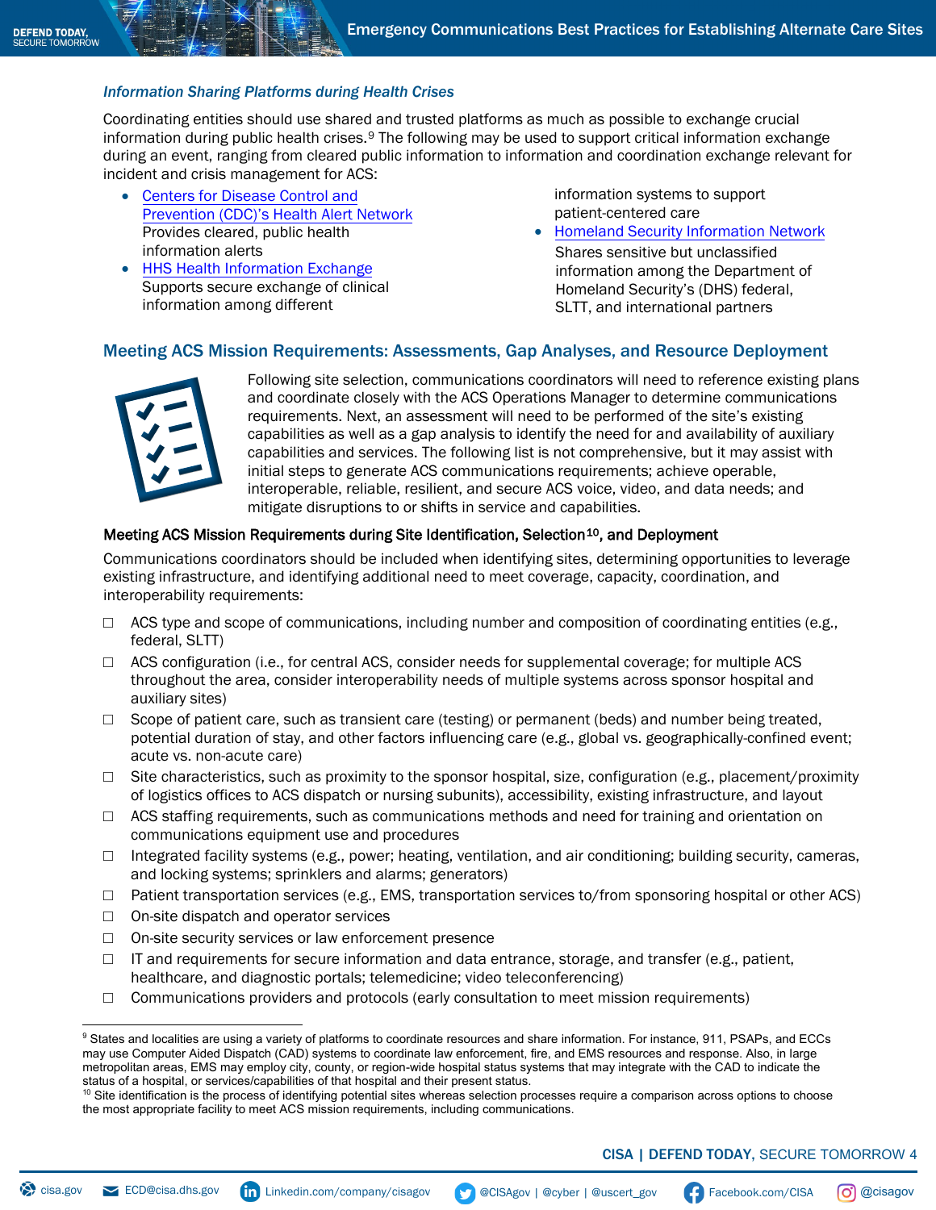### *Information Sharing Platforms during Health Crises*

Coordinating entities should use shared and trusted platforms as much as possible to exchange crucial information during public health crises.[9] The following may be used to support critical information exchange during an event, ranging from cleared public information to information and coordination exchange relevant for incident and crisis management for ACS:

- [Centers for Disease Control and Prevention (CDC)'s Health Alert Network](#)
  Provides cleared, public health information alerts
- [HHS Health Information Exchange](#)
  Supports secure exchange of clinical information among different information systems to support patient-centered care
- [Homeland Security Information Network](#)
  Shares sensitive but unclassified information among the Department of Homeland Security's (DHS) federal, SLTT, and international partners

## Meeting ACS Mission Requirements: Assessments, Gap Analyses, and Resource Deployment

Following site selection, communications coordinators will need to reference existing plans and coordinate closely with the ACS Operations Manager to determine communications requirements. Next, an assessment will need to be performed of the site's existing capabilities as well as a gap analysis to identify the need for and availability of auxiliary capabilities and services. The following list is not comprehensive, but it may assist with initial steps to generate ACS communications requirements; achieve operable, interoperable, reliable, resilient, and secure ACS voice, video, and data needs; and mitigate disruptions to or shifts in service and capabilities.

### Meeting ACS Mission Requirements during Site Identification, Selection[10], and Deployment

Communications coordinators should be included when identifying sites, determining opportunities to leverage existing infrastructure, and identifying additional need to meet coverage, capacity, coordination, and interoperability requirements:

- ☐ ACS type and scope of communications, including number and composition of coordinating entities (e.g., federal, SLTT)
- ☐ ACS configuration (i.e., for central ACS, consider needs for supplemental coverage; for multiple ACS throughout the area, consider interoperability needs of multiple systems across sponsor hospital and auxiliary sites)
- ☐ Scope of patient care, such as transient care (testing) or permanent (beds) and number being treated, potential duration of stay, and other factors influencing care (e.g., global vs. geographically-confined event; acute vs. non-acute care)
- ☐ Site characteristics, such as proximity to the sponsor hospital, size, configuration (e.g., placement/proximity of logistics offices to ACS dispatch or nursing subunits), accessibility, existing infrastructure, and layout
- ☐ ACS staffing requirements, such as communications methods and need for training and orientation on communications equipment use and procedures
- ☐ Integrated facility systems (e.g., power; heating, ventilation, and air conditioning; building security, cameras, and locking systems; sprinklers and alarms; generators)
- ☐ Patient transportation services (e.g., EMS, transportation services to/from sponsoring hospital or other ACS)
- ☐ On-site dispatch and operator services
- ☐ On-site security services or law enforcement presence
- ☐ IT and requirements for secure information and data entrance, storage, and transfer (e.g., patient, healthcare, and diagnostic portals; telemedicine; video teleconferencing)
- ☐ Communications providers and protocols (early consultation to meet mission requirements)

---

[9] States and localities are using a variety of platforms to coordinate resources and share information. For instance, 911, PSAPs, and ECCs may use Computer Aided Dispatch (CAD) systems to coordinate law enforcement, fire, and EMS resources and response. Also, in large metropolitan areas, EMS may employ city, county, or region-wide hospital status systems that may integrate with the CAD to indicate the status of a hospital, or services/capabilities of that hospital and their present status.

[10] Site identification is the process of identifying potential sites whereas selection processes require a comparison across options to choose the most appropriate facility to meet ACS mission requirements, including communications.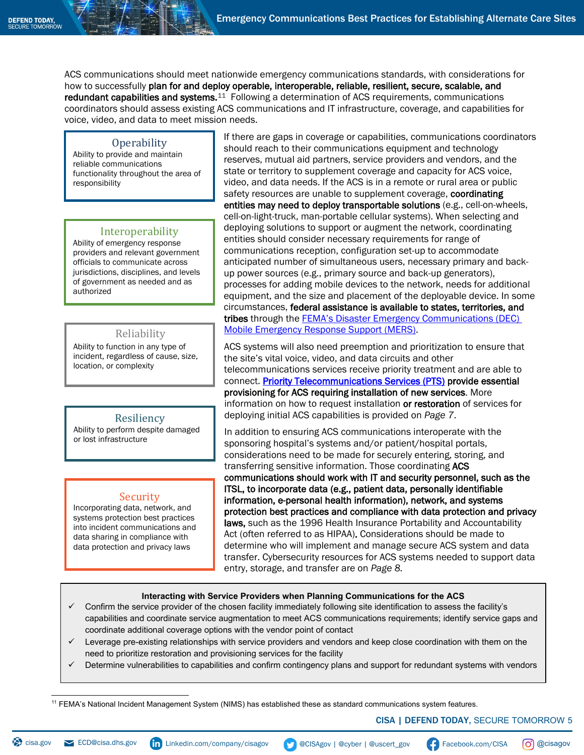ACS communications should meet nationwide emergency communications standards, with considerations for how to successfully **plan for and deploy operable, interoperable, reliable, resilient, secure, scalable, and redundant capabilities and systems.**[11] Following a determination of ACS requirements, communications coordinators should assess existing ACS communications and IT infrastructure, coverage, and capabilities for voice, video, and data to meet mission needs.

**Operability**
Ability to provide and maintain reliable communications functionality throughout the area of responsibility

**Interoperability**
Ability of emergency response providers and relevant government officials to communicate across jurisdictions, disciplines, and levels of government as needed and as authorized

**Reliability**
Ability to function in any type of incident, regardless of cause, size, location, or complexity

**Resiliency**
Ability to perform despite damaged or lost infrastructure

**Security**
Incorporating data, network, and systems protection best practices into incident communications and data sharing in compliance with data protection and privacy laws

If there are gaps in coverage or capabilities, communications coordinators should reach to their communications equipment and technology reserves, mutual aid partners, service providers and vendors, and the state or territory to supplement coverage and capacity for ACS voice, video, and data needs. If the ACS is in a remote or rural area or public safety resources are unable to supplement coverage, **coordinating entities may need to deploy transportable solutions** (e.g., cell-on-wheels, cell-on-light-truck, man-portable cellular systems). When selecting and deploying solutions to support or augment the network, coordinating entities should consider necessary requirements for range of communications reception, configuration set-up to accommodate anticipated number of simultaneous users, necessary primary and back-up power sources (e.g., primary source and back-up generators), processes for adding mobile devices to the network, needs for additional equipment, and the size and placement of the deployable device. In some circumstances, **federal assistance is available to states, territories, and tribes** through the [FEMA's Disaster Emergency Communications (DEC) Mobile Emergency Response Support (MERS)](#).

ACS systems will also need preemption and prioritization to ensure that the site's vital voice, video, and data circuits and other telecommunications services receive priority treatment and are able to connect. **[Priority Telecommunications Services (PTS)](#) provide essential provisioning for ACS requiring installation of new services**. More information on how to request installation **or restoration** of services for deploying initial ACS capabilities is provided on *Page 7*.

In addition to ensuring ACS communications interoperate with the sponsoring hospital's systems and/or patient/hospital portals, considerations need to be made for securely entering, storing, and transferring sensitive information. Those coordinating **ACS communications should work with IT and security personnel, such as the ITSL, to incorporate data (e.g., patient data, personally identifiable information, e-personal health information), network, and systems protection best practices and compliance with data protection and privacy laws,** such as the 1996 Health Insurance Portability and Accountability Act (often referred to as HIPAA). Considerations should be made to determine who will implement and manage secure ACS system and data transfer. Cybersecurity resources for ACS systems needed to support data entry, storage, and transfer are on *Page 8.*

**Interacting with Service Providers when Planning Communications for the ACS**

- ✓ Confirm the service provider of the chosen facility immediately following site identification to assess the facility's capabilities and coordinate service augmentation to meet ACS communications requirements; identify service gaps and coordinate additional coverage options with the vendor point of contact
- ✓ Leverage pre-existing relationships with service providers and vendors and keep close coordination with them on the need to prioritize restoration and provisioning services for the facility
- ✓ Determine vulnerabilities to capabilities and confirm contingency plans and support for redundant systems with vendors

[11] FEMA's National Incident Management System (NIMS) has established these as standard communications system features.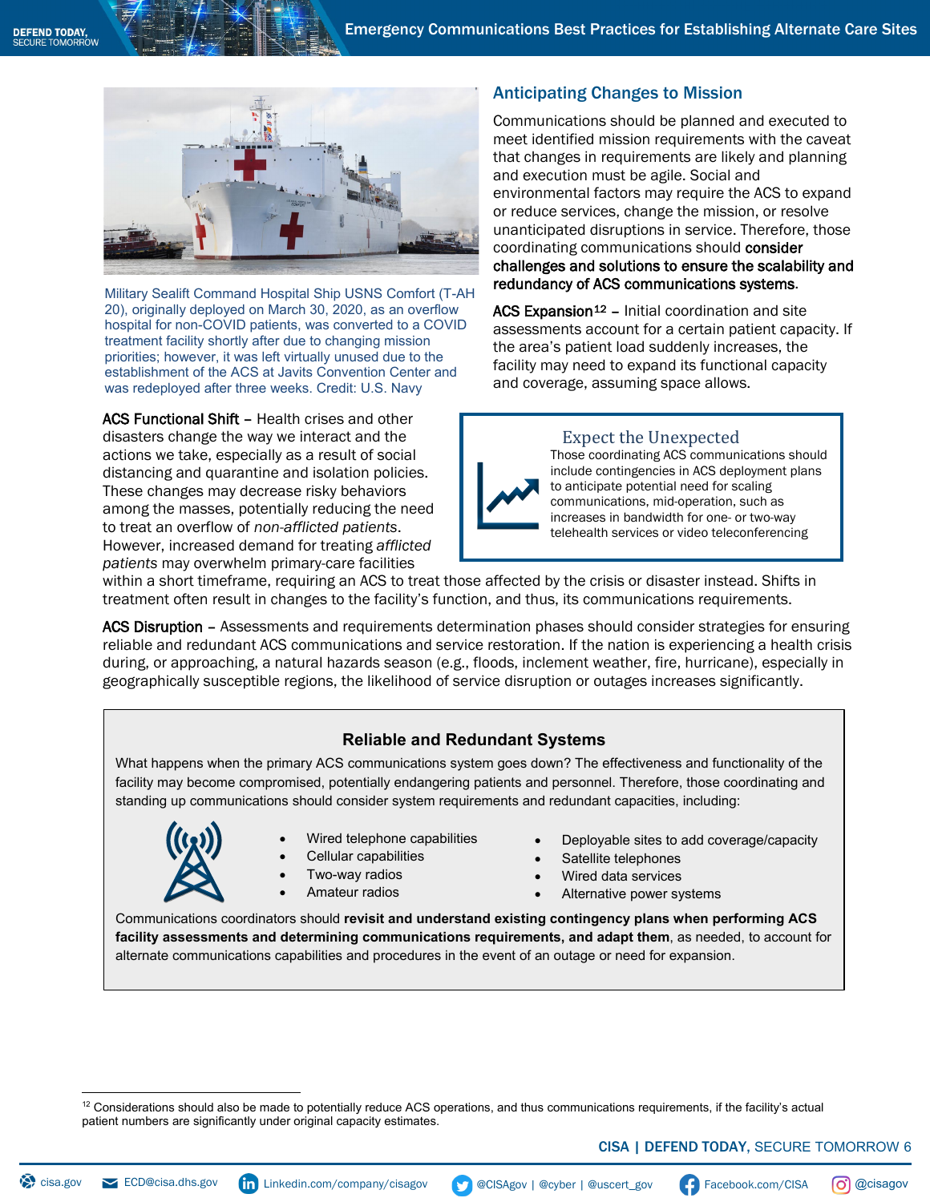Military Sealift Command Hospital Ship USNS Comfort (T-AH 20), originally deployed on March 30, 2020, as an overflow hospital for non-COVID patients, was converted to a COVID treatment facility shortly after due to changing mission priorities; however, it was left virtually unused due to the establishment of the ACS at Javits Convention Center and was redeployed after three weeks. Credit: U.S. Navy

## Anticipating Changes to Mission

Communications should be planned and executed to meet identified mission requirements with the caveat that changes in requirements are likely and planning and execution must be agile. Social and environmental factors may require the ACS to expand or reduce services, change the mission, or resolve unanticipated disruptions in service. Therefore, those coordinating communications should **consider challenges and solutions to ensure the scalability and redundancy of ACS communications systems**.

**ACS Expansion**[12] – Initial coordination and site assessments account for a certain patient capacity. If the area's patient load suddenly increases, the facility may need to expand its functional capacity and coverage, assuming space allows.

> **Expect the Unexpected**
>
> Those coordinating ACS communications should include contingencies in ACS deployment plans to anticipate potential need for scaling communications, mid-operation, such as increases in bandwidth for one- or two-way telehealth services or video teleconferencing

**ACS Functional Shift** – Health crises and other disasters change the way we interact and the actions we take, especially as a result of social distancing and quarantine and isolation policies. These changes may decrease risky behaviors among the masses, potentially reducing the need to treat an overflow of *non-afflicted patients*. However, increased demand for treating *afflicted patients* may overwhelm primary-care facilities within a short timeframe, requiring an ACS to treat those affected by the crisis or disaster instead. Shifts in treatment often result in changes to the facility's function, and thus, its communications requirements.

**ACS Disruption** – Assessments and requirements determination phases should consider strategies for ensuring reliable and redundant ACS communications and service restoration. If the nation is experiencing a health crisis during, or approaching, a natural hazards season (e.g., floods, inclement weather, fire, hurricane), especially in geographically susceptible regions, the likelihood of service disruption or outages increases significantly.

### Reliable and Redundant Systems

What happens when the primary ACS communications system goes down? The effectiveness and functionality of the facility may become compromised, potentially endangering patients and personnel. Therefore, those coordinating and standing up communications should consider system requirements and redundant capacities, including:

- Wired telephone capabilities
- Cellular capabilities
- Two-way radios
- Amateur radios
- Deployable sites to add coverage/capacity
- Satellite telephones
- Wired data services
- Alternative power systems

Communications coordinators should **revisit and understand existing contingency plans when performing ACS facility assessments and determining communications requirements, and adapt them**, as needed, to account for alternate communications capabilities and procedures in the event of an outage or need for expansion.

---

[12] Considerations should also be made to potentially reduce ACS operations, and thus communications requirements, if the facility's actual patient numbers are significantly under original capacity estimates.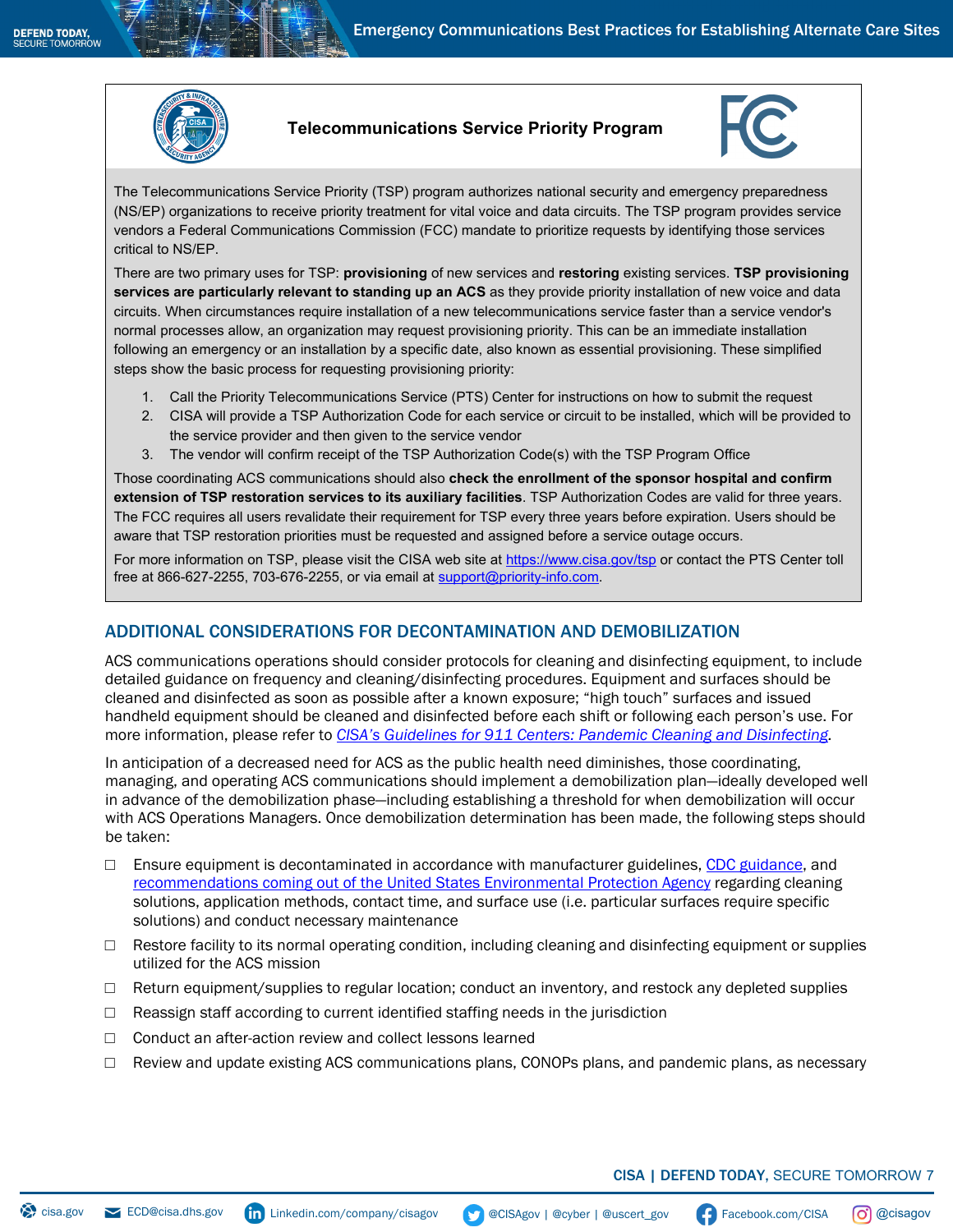### Telecommunications Service Priority Program

The Telecommunications Service Priority (TSP) program authorizes national security and emergency preparedness (NS/EP) organizations to receive priority treatment for vital voice and data circuits. The TSP program provides service vendors a Federal Communications Commission (FCC) mandate to prioritize requests by identifying those services critical to NS/EP.

There are two primary uses for TSP: **provisioning** of new services and **restoring** existing services. **TSP provisioning services are particularly relevant to standing up an ACS** as they provide priority installation of new voice and data circuits. When circumstances require installation of a new telecommunications service faster than a service vendor's normal processes allow, an organization may request provisioning priority. This can be an immediate installation following an emergency or an installation by a specific date, also known as essential provisioning. These simplified steps show the basic process for requesting provisioning priority:

1. Call the Priority Telecommunications Service (PTS) Center for instructions on how to submit the request
2. CISA will provide a TSP Authorization Code for each service or circuit to be installed, which will be provided to the service provider and then given to the service vendor
3. The vendor will confirm receipt of the TSP Authorization Code(s) with the TSP Program Office

Those coordinating ACS communications should also **check the enrollment of the sponsor hospital and confirm extension of TSP restoration services to its auxiliary facilities**. TSP Authorization Codes are valid for three years. The FCC requires all users revalidate their requirement for TSP every three years before expiration. Users should be aware that TSP restoration priorities must be requested and assigned before a service outage occurs.

For more information on TSP, please visit the CISA web site at [https://www.cisa.gov/tsp](https://www.cisa.gov/tsp) or contact the PTS Center toll free at 866-627-2255, 703-676-2255, or via email at [support@priority-info.com](mailto:support@priority-info.com).

## ADDITIONAL CONSIDERATIONS FOR DECONTAMINATION AND DEMOBILIZATION

ACS communications operations should consider protocols for cleaning and disinfecting equipment, to include detailed guidance on frequency and cleaning/disinfecting procedures. Equipment and surfaces should be cleaned and disinfected as soon as possible after a known exposure; "high touch" surfaces and issued handheld equipment should be cleaned and disinfected before each shift or following each person's use. For more information, please refer to *CISA's Guidelines for 911 Centers: Pandemic Cleaning and Disinfecting*.

In anticipation of a decreased need for ACS as the public health need diminishes, those coordinating, managing, and operating ACS communications should implement a demobilization plan—ideally developed well in advance of the demobilization phase—including establishing a threshold for when demobilization will occur with ACS Operations Managers. Once demobilization determination has been made, the following steps should be taken:

- ☐ Ensure equipment is decontaminated in accordance with manufacturer guidelines, CDC guidance, and recommendations coming out of the United States Environmental Protection Agency regarding cleaning solutions, application methods, contact time, and surface use (i.e. particular surfaces require specific solutions) and conduct necessary maintenance
- ☐ Restore facility to its normal operating condition, including cleaning and disinfecting equipment or supplies utilized for the ACS mission
- ☐ Return equipment/supplies to regular location; conduct an inventory, and restock any depleted supplies
- ☐ Reassign staff according to current identified staffing needs in the jurisdiction
- ☐ Conduct an after-action review and collect lessons learned
- ☐ Review and update existing ACS communications plans, CONOPs plans, and pandemic plans, as necessary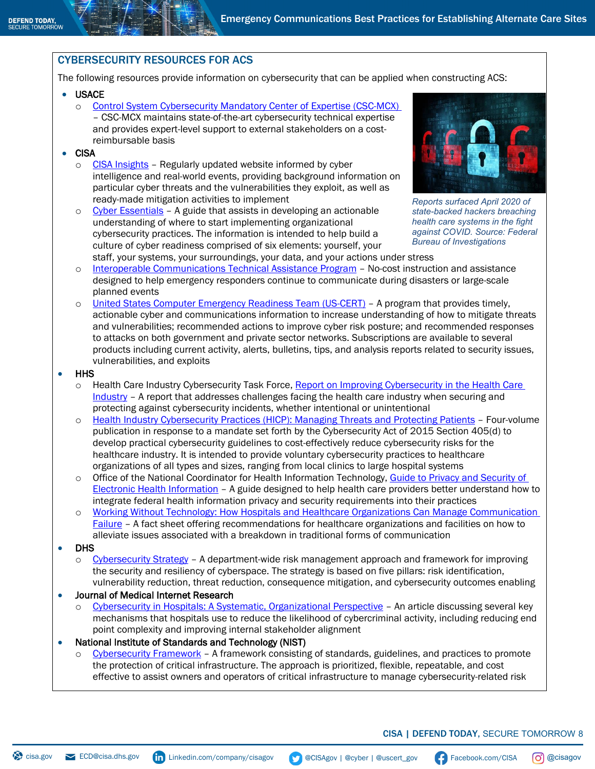## CYBERSECURITY RESOURCES FOR ACS

The following resources provide information on cybersecurity that can be applied when constructing ACS:

- USACE
  - Control System Cybersecurity Mandatory Center of Expertise (CSC-MCX) – CSC-MCX maintains state-of-the-art cybersecurity technical expertise and provides expert-level support to external stakeholders on a cost-reimbursable basis
- CISA
  - CISA Insights – Regularly updated website informed by cyber intelligence and real-world events, providing background information on particular cyber threats and the vulnerabilities they exploit, as well as ready-made mitigation activities to implement
  - Cyber Essentials – A guide that assists in developing an actionable understanding of where to start implementing organizational cybersecurity practices. The information is intended to help build a culture of cyber readiness comprised of six elements: yourself, your staff, your systems, your surroundings, your data, and your actions under stress
  - Interoperable Communications Technical Assistance Program – No-cost instruction and assistance designed to help emergency responders continue to communicate during disasters or large-scale planned events
  - United States Computer Emergency Readiness Team (US-CERT) – A program that provides timely, actionable cyber and communications information to increase understanding of how to mitigate threats and vulnerabilities; recommended actions to improve cyber risk posture; and recommended responses to attacks on both government and private sector networks. Subscriptions are available to several products including current activity, alerts, bulletins, tips, and analysis reports related to security issues, vulnerabilities, and exploits
- HHS
  - Health Care Industry Cybersecurity Task Force, Report on Improving Cybersecurity in the Health Care Industry – A report that addresses challenges facing the health care industry when securing and protecting against cybersecurity incidents, whether intentional or unintentional
  - Health Industry Cybersecurity Practices (HICP): Managing Threats and Protecting Patients – Four-volume publication in response to a mandate set forth by the Cybersecurity Act of 2015 Section 405(d) to develop practical cybersecurity guidelines to cost-effectively reduce cybersecurity risks for the healthcare industry. It is intended to provide voluntary cybersecurity practices to healthcare organizations of all types and sizes, ranging from local clinics to large hospital systems
  - Office of the National Coordinator for Health Information Technology, Guide to Privacy and Security of Electronic Health Information – A guide designed to help health care providers better understand how to integrate federal health information privacy and security requirements into their practices
  - Working Without Technology: How Hospitals and Healthcare Organizations Can Manage Communication Failure – A fact sheet offering recommendations for healthcare organizations and facilities on how to alleviate issues associated with a breakdown in traditional forms of communication
- DHS
  - Cybersecurity Strategy – A department-wide risk management approach and framework for improving the security and resiliency of cyberspace. The strategy is based on five pillars: risk identification, vulnerability reduction, threat reduction, consequence mitigation, and cybersecurity outcomes enabling
- Journal of Medical Internet Research
  - Cybersecurity in Hospitals: A Systematic, Organizational Perspective – An article discussing several key mechanisms that hospitals use to reduce the likelihood of cybercriminal activity, including reducing end point complexity and improving internal stakeholder alignment
- National Institute of Standards and Technology (NIST)
  - Cybersecurity Framework – A framework consisting of standards, guidelines, and practices to promote the protection of critical infrastructure. The approach is prioritized, flexible, repeatable, and cost effective to assist owners and operators of critical infrastructure to manage cybersecurity-related risk

*Reports surfaced April 2020 of state-backed hackers breaching health care systems in the fight against COVID. Source: Federal Bureau of Investigations*